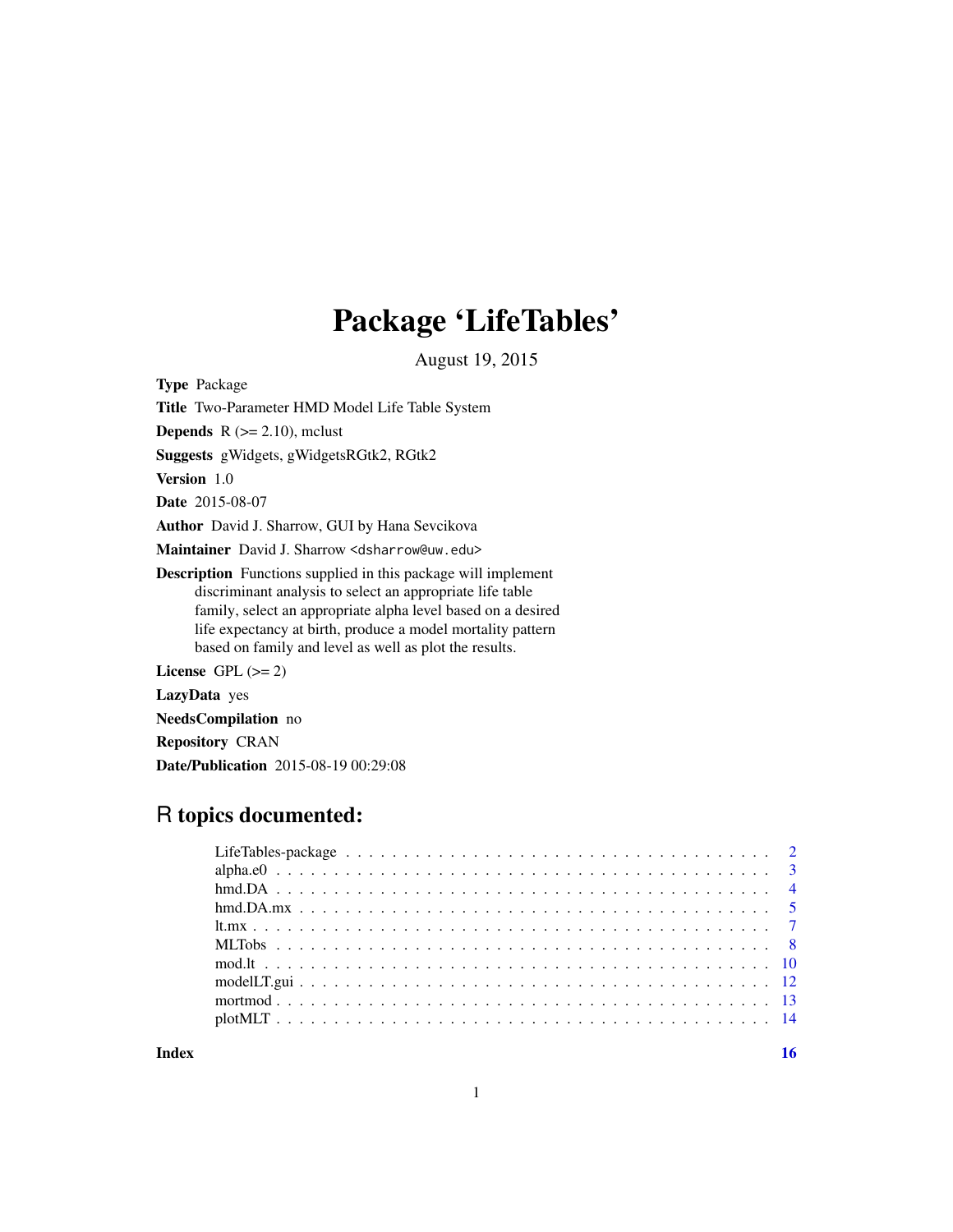# Package 'LifeTables'

August 19, 2015

**Type** Package

**Title** Two-Parameter HMD Model Life Table System

**Depends** R (>= 2.10), mclust

**Suggests** gWidgets, gWidgetsRGtk2, RGtk2

**Version** 1.0

**Date** 2015-08-07

**Author** David J. Sharrow, GUI by Hana Sevcikova

**Maintainer** David J. Sharrow <dsharrow@uw.edu>

**Description** Functions supplied in this package will implement discriminant analysis to select an appropriate life table family, select an appropriate alpha level based on a desired life expectancy at birth, produce a model mortality pattern based on family and level as well as plot the results.

**License** GPL (>= 2)

**LazyData** yes

**NeedsCompilation** no

**Repository** CRAN

**Date/Publication** 2015-08-19 00:29:08

## R topics documented:

| | |
|---|---|
| LifeTables-package | 2 |
| alpha.e0 | 3 |
| hmd.DA | 4 |
| hmd.DA.mx | 5 |
| lt.mx | 7 |
| MLTobs | 8 |
| mod.lt | 10 |
| modelLT.gui | 12 |
| mortmod | 13 |
| plotMLT | 14 |
| **Index** | **16** |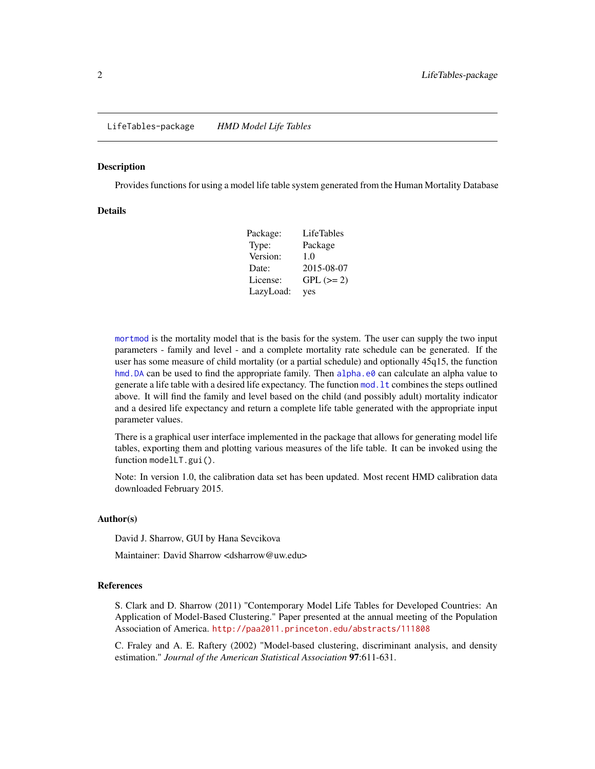`LifeTables-package` *HMD Model Life Tables*

### Description

Provides functions for using a model life table system generated from the Human Mortality Database

### Details

| | |
|---|---|
| Package: | LifeTables |
| Type: | Package |
| Version: | 1.0 |
| Date: | 2015-08-07 |
| License: | GPL (>= 2) |
| LazyLoad: | yes |

`mortmod` is the mortality model that is the basis for the system. The user can supply the two input parameters - family and level - and a complete mortality rate schedule can be generated. If the user has some measure of child mortality (or a partial schedule) and optionally 45q15, the function `hmd.DA` can be used to find the appropriate family. Then `alpha.e0` can calculate an alpha value to generate a life table with a desired life expectancy. The function `mod.lt` combines the steps outlined above. It will find the family and level based on the child (and possibly adult) mortality indicator and a desired life expectancy and return a complete life table generated with the appropriate input parameter values.

There is a graphical user interface implemented in the package that allows for generating model life tables, exporting them and plotting various measures of the life table. It can be invoked using the function `modelLT.gui()`.

Note: In version 1.0, the calibration data set has been updated. Most recent HMD calibration data downloaded February 2015.

### Author(s)

David J. Sharrow, GUI by Hana Sevcikova

Maintainer: David Sharrow <dsharrow@uw.edu>

### References

S. Clark and D. Sharrow (2011) "Contemporary Model Life Tables for Developed Countries: An Application of Model-Based Clustering." Paper presented at the annual meeting of the Population Association of America. `http://paa2011.princeton.edu/abstracts/111808`

C. Fraley and A. E. Raftery (2002) "Model-based clustering, discriminant analysis, and density estimation." *Journal of the American Statistical Association* **97**:611-631.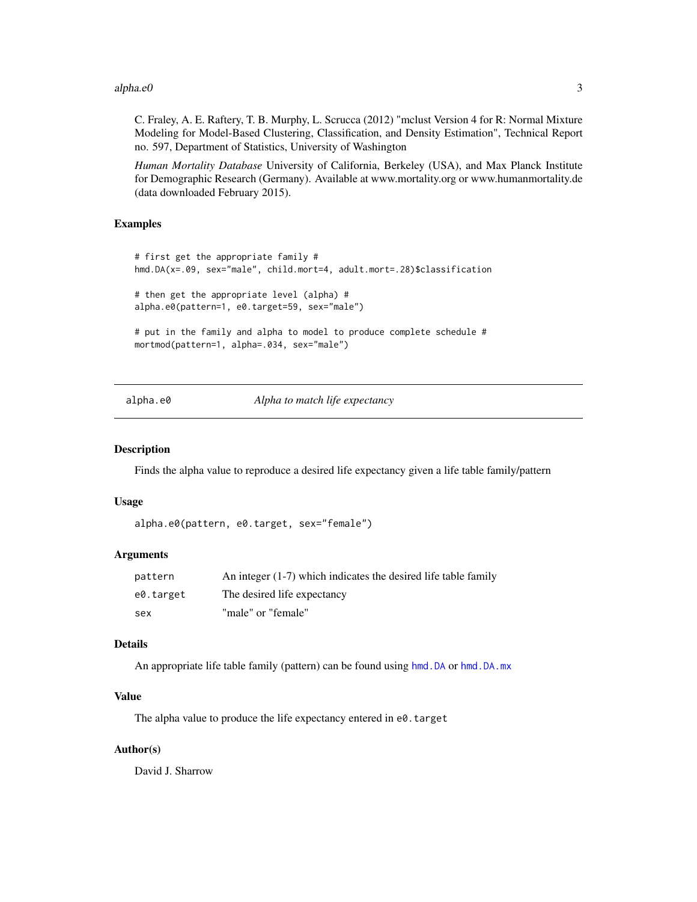C. Fraley, A. E. Raftery, T. B. Murphy, L. Scrucca (2012) "mclust Version 4 for R: Normal Mixture Modeling for Model-Based Clustering, Classification, and Density Estimation", Technical Report no. 597, Department of Statistics, University of Washington

*Human Mortality Database* University of California, Berkeley (USA), and Max Planck Institute for Demographic Research (Germany). Available at www.mortality.org or www.humanmortality.de (data downloaded February 2015).

### Examples

```
# first get the appropriate family #
hmd.DA(x=.09, sex="male", child.mort=4, adult.mort=.28)$classification

# then get the appropriate level (alpha) #
alpha.e0(pattern=1, e0.target=59, sex="male")

# put in the family and alpha to model to produce complete schedule #
mortmod(pattern=1, alpha=.034, sex="male")
```

---

## alpha.e0 — *Alpha to match life expectancy*

### Description

Finds the alpha value to reproduce a desired life expectancy given a life table family/pattern

### Usage

```
alpha.e0(pattern, e0.target, sex="female")
```

### Arguments

| | |
|---|---|
| `pattern` | An integer (1-7) which indicates the desired life table family |
| `e0.target` | The desired life expectancy |
| `sex` | "male" or "female" |

### Details

An appropriate life table family (pattern) can be found using `hmd.DA` or `hmd.DA.mx`

### Value

The alpha value to produce the life expectancy entered in `e0.target`

### Author(s)

David J. Sharrow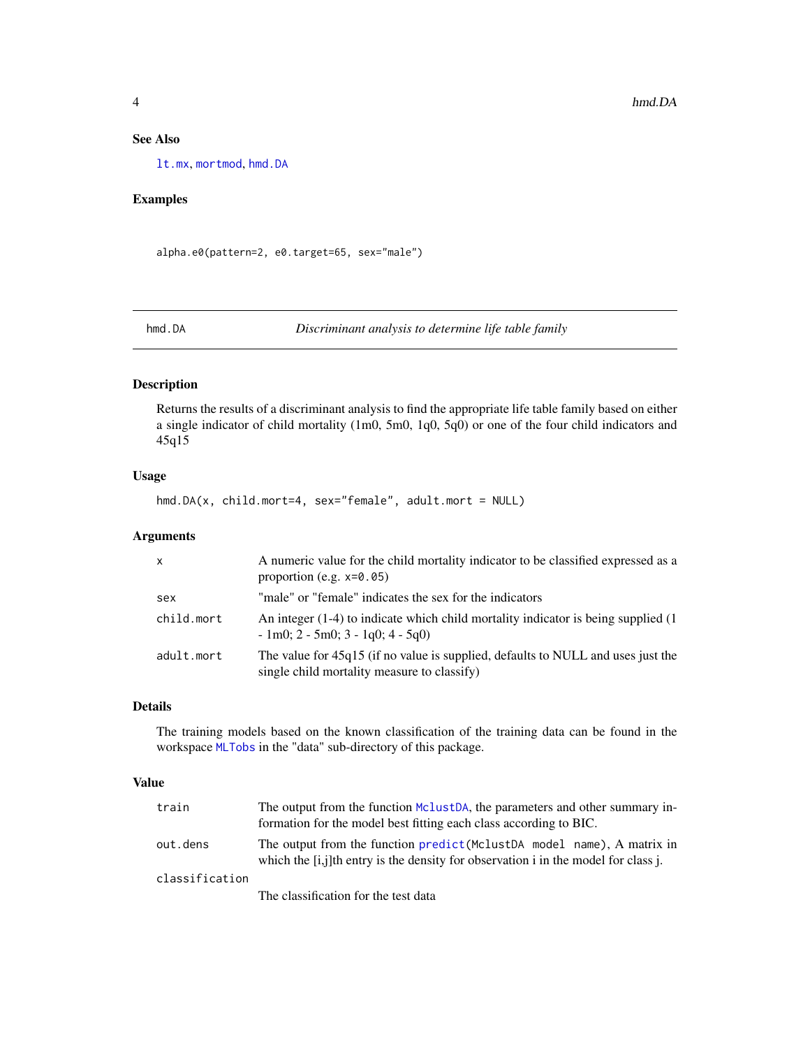## See Also

lt.mx, mortmod, hmd.DA

## Examples

```
alpha.e0(pattern=2, e0.target=65, sex="male")
```

---

hmd.DA &nbsp;&nbsp;&nbsp;&nbsp;&nbsp;&nbsp;&nbsp;&nbsp; *Discriminant analysis to determine life table family*

---

## Description

Returns the results of a discriminant analysis to find the appropriate life table family based on either a single indicator of child mortality (1m0, 5m0, 1q0, 5q0) or one of the four child indicators and 45q15

## Usage

```
hmd.DA(x, child.mort=4, sex="female", adult.mort = NULL)
```

## Arguments

| | |
|---|---|
| x | A numeric value for the child mortality indicator to be classified expressed as a proportion (e.g. x=0.05) |
| sex | "male" or "female" indicates the sex for the indicators |
| child.mort | An integer (1-4) to indicate which child mortality indicator is being supplied (1 - 1m0; 2 - 5m0; 3 - 1q0; 4 - 5q0) |
| adult.mort | The value for 45q15 (if no value is supplied, defaults to NULL and uses just the single child mortality measure to classify) |

## Details

The training models based on the known classification of the training data can be found in the workspace MLTobs in the "data" sub-directory of this package.

## Value

| | |
|---|---|
| train | The output from the function MclustDA, the parameters and other summary information for the model best fitting each class according to BIC. |
| out.dens | The output from the function predict(MclustDA model name), A matrix in which the [i,j]th entry is the density for observation i in the model for class j. |
| classification | The classification for the test data |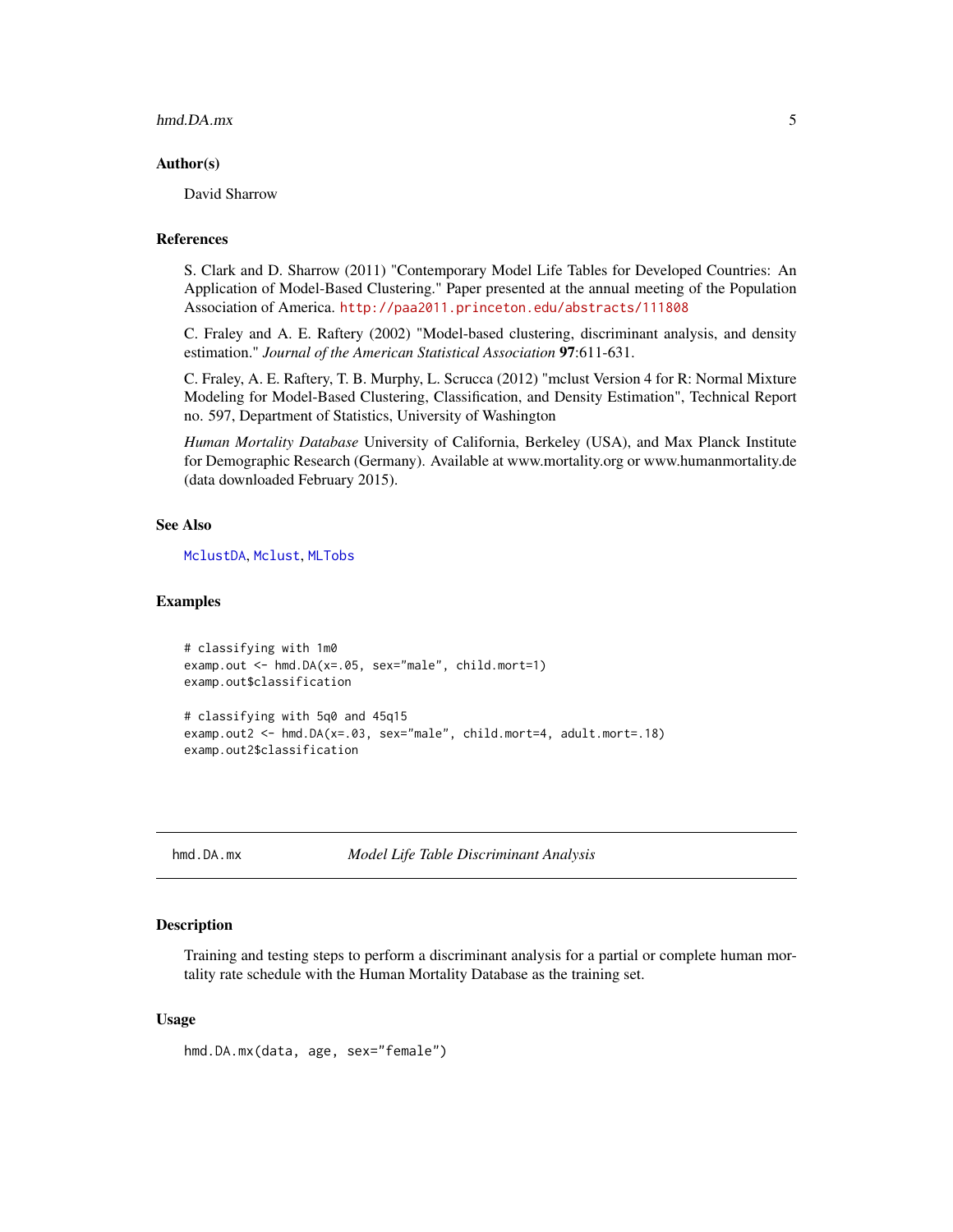## Author(s)

David Sharrow

## References

S. Clark and D. Sharrow (2011) "Contemporary Model Life Tables for Developed Countries: An Application of Model-Based Clustering." Paper presented at the annual meeting of the Population Association of America. http://paa2011.princeton.edu/abstracts/111808

C. Fraley and A. E. Raftery (2002) "Model-based clustering, discriminant analysis, and density estimation." *Journal of the American Statistical Association* **97**:611-631.

C. Fraley, A. E. Raftery, T. B. Murphy, L. Scrucca (2012) "mclust Version 4 for R: Normal Mixture Modeling for Model-Based Clustering, Classification, and Density Estimation", Technical Report no. 597, Department of Statistics, University of Washington

*Human Mortality Database* University of California, Berkeley (USA), and Max Planck Institute for Demographic Research (Germany). Available at www.mortality.org or www.humanmortality.de (data downloaded February 2015).

## See Also

MclustDA, Mclust, MLTobs

## Examples

```
# classifying with 1m0
examp.out <- hmd.DA(x=.05, sex="male", child.mort=1)
examp.out$classification

# classifying with 5q0 and 45q15
examp.out2 <- hmd.DA(x=.03, sex="male", child.mort=4, adult.mort=.18)
examp.out2$classification
```

---

# hmd.DA.mx *Model Life Table Discriminant Analysis*

## Description

Training and testing steps to perform a discriminant analysis for a partial or complete human mortality rate schedule with the Human Mortality Database as the training set.

## Usage

```
hmd.DA.mx(data, age, sex="female")
```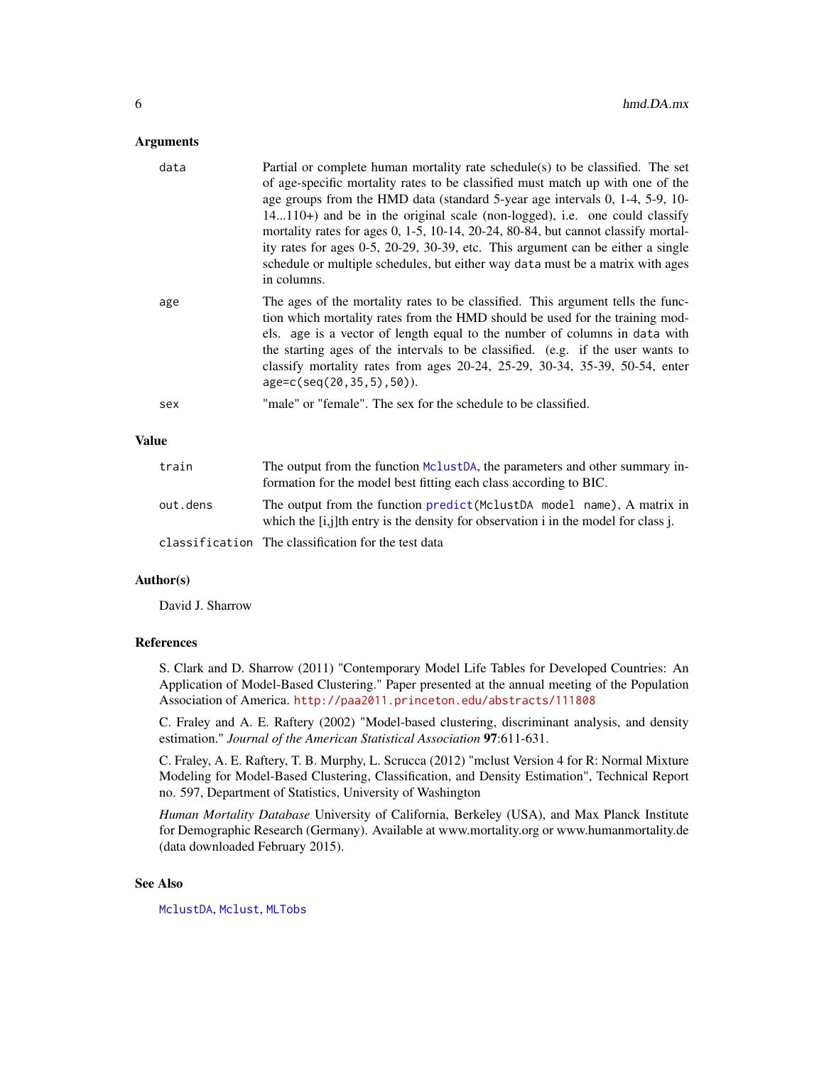### Arguments

| | |
|---|---|
| `data` | Partial or complete human mortality rate schedule(s) to be classified. The set of age-specific mortality rates to be classified must match up with one of the age groups from the HMD data (standard 5-year age intervals 0, 1-4, 5-9, 10-14...110+) and be in the original scale (non-logged), i.e. one could classify mortality rates for ages 0, 1-5, 10-14, 20-24, 80-84, but cannot classify mortality rates for ages 0-5, 20-29, 30-39, etc. This argument can be either a single schedule or multiple schedules, but either way `data` must be a matrix with ages in columns. |
| `age` | The ages of the mortality rates to be classified. This argument tells the function which mortality rates from the HMD should be used for the training models. `age` is a vector of length equal to the number of columns in `data` with the starting ages of the intervals to be classified. (e.g. if the user wants to classify mortality rates from ages 20-24, 25-29, 30-34, 35-39, 50-54, enter `age=c(seq(20,35,5),50)`). |
| `sex` | "male" or "female". The sex for the schedule to be classified. |

### Value

| | |
|---|---|
| `train` | The output from the function `MclustDA`, the parameters and other summary information for the model best fitting each class according to BIC. |
| `out.dens` | The output from the function `predict(MclustDA model name)`, A matrix in which the [i,j]th entry is the density for observation i in the model for class j. |
| `classification` | The classification for the test data |

### Author(s)

David J. Sharrow

### References

S. Clark and D. Sharrow (2011) "Contemporary Model Life Tables for Developed Countries: An Application of Model-Based Clustering." Paper presented at the annual meeting of the Population Association of America. http://paa2011.princeton.edu/abstracts/111808

C. Fraley and A. E. Raftery (2002) "Model-based clustering, discriminant analysis, and density estimation." *Journal of the American Statistical Association* **97**:611-631.

C. Fraley, A. E. Raftery, T. B. Murphy, L. Scrucca (2012) "mclust Version 4 for R: Normal Mixture Modeling for Model-Based Clustering, Classification, and Density Estimation", Technical Report no. 597, Department of Statistics, University of Washington

*Human Mortality Database* University of California, Berkeley (USA), and Max Planck Institute for Demographic Research (Germany). Available at www.mortality.org or www.humanmortality.de (data downloaded February 2015).

### See Also

`MclustDA`, `Mclust`, `MLTobs`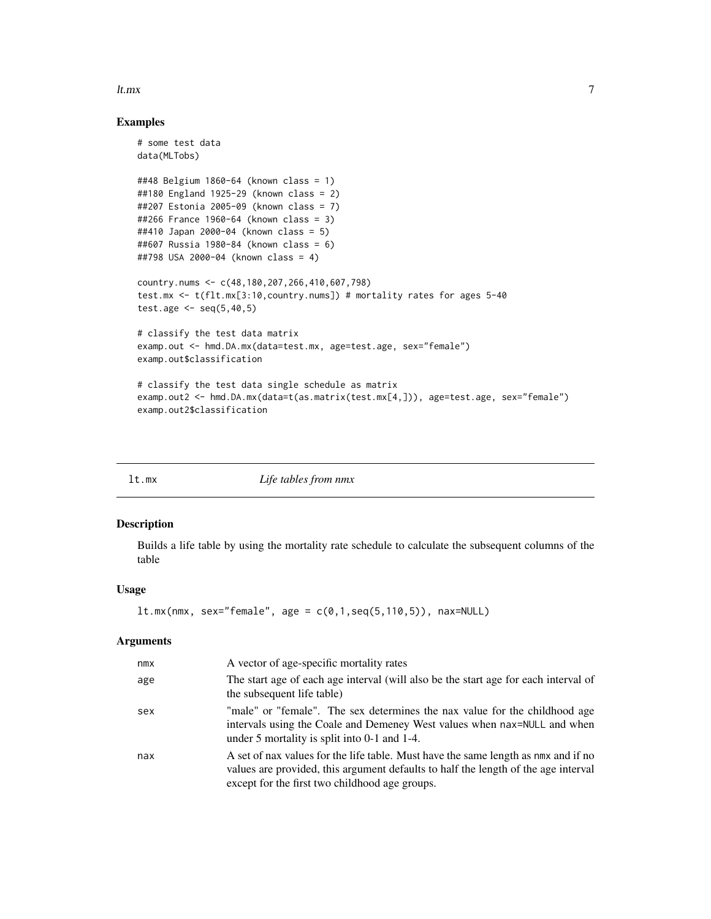## Examples

```
# some test data
data(MLTobs)

##48 Belgium 1860-64 (known class = 1)
##180 England 1925-29 (known class = 2)
##207 Estonia 2005-09 (known class = 7)
##266 France 1960-64 (known class = 3)
##410 Japan 2000-04 (known class = 5)
##607 Russia 1980-84 (known class = 6)
##798 USA 2000-04 (known class = 4)

country.nums <- c(48,180,207,266,410,607,798)
test.mx <- t(flt.mx[3:10,country.nums]) # mortality rates for ages 5-40
test.age <- seq(5,40,5)

# classify the test data matrix
examp.out <- hmd.DA.mx(data=test.mx, age=test.age, sex="female")
examp.out$classification

# classify the test data single schedule as matrix
examp.out2 <- hmd.DA.mx(data=t(as.matrix(test.mx[4,])), age=test.age, sex="female")
examp.out2$classification
```

---

# lt.mx — *Life tables from nmx*

## Description

Builds a life table by using the mortality rate schedule to calculate the subsequent columns of the table

## Usage

```
lt.mx(nmx, sex="female", age = c(0,1,seq(5,110,5)), nax=NULL)
```

## Arguments

| | |
|---|---|
| nmx | A vector of age-specific mortality rates |
| age | The start age of each age interval (will also be the start age for each interval of the subsequent life table) |
| sex | "male" or "female". The sex determines the nax value for the childhood age intervals using the Coale and Demeney West values when nax=NULL and when under 5 mortality is split into 0-1 and 1-4. |
| nax | A set of nax values for the life table. Must have the same length as nmx and if no values are provided, this argument defaults to half the length of the age interval except for the first two childhood age groups. |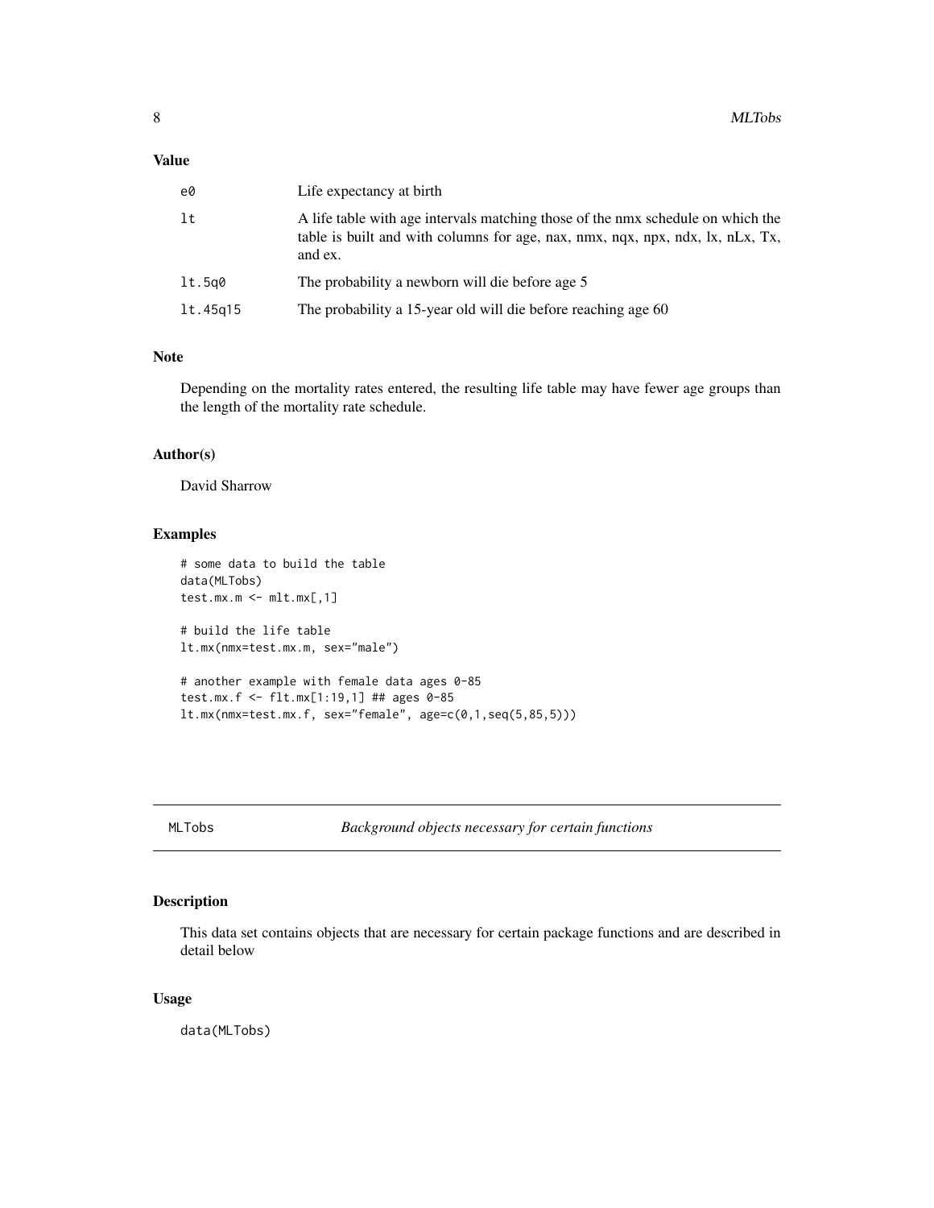## Value

| | |
|---|---|
| e0 | Life expectancy at birth |
| lt | A life table with age intervals matching those of the nmx schedule on which the table is built and with columns for age, nax, nmx, nqx, npx, ndx, lx, nLx, Tx, and ex. |
| lt.5q0 | The probability a newborn will die before age 5 |
| lt.45q15 | The probability a 15-year old will die before reaching age 60 |

## Note

Depending on the mortality rates entered, the resulting life table may have fewer age groups than the length of the mortality rate schedule.

## Author(s)

David Sharrow

## Examples

```
# some data to build the table
data(MLTobs)
test.mx.m <- mlt.mx[,1]

# build the life table
lt.mx(nmx=test.mx.m, sex="male")

# another example with female data ages 0-85
test.mx.f <- flt.mx[1:19,1] ## ages 0-85
lt.mx(nmx=test.mx.f, sex="female", age=c(0,1,seq(5,85,5)))
```

---

# MLTobs — *Background objects necessary for certain functions*

## Description

This data set contains objects that are necessary for certain package functions and are described in detail below

## Usage

```
data(MLTobs)
```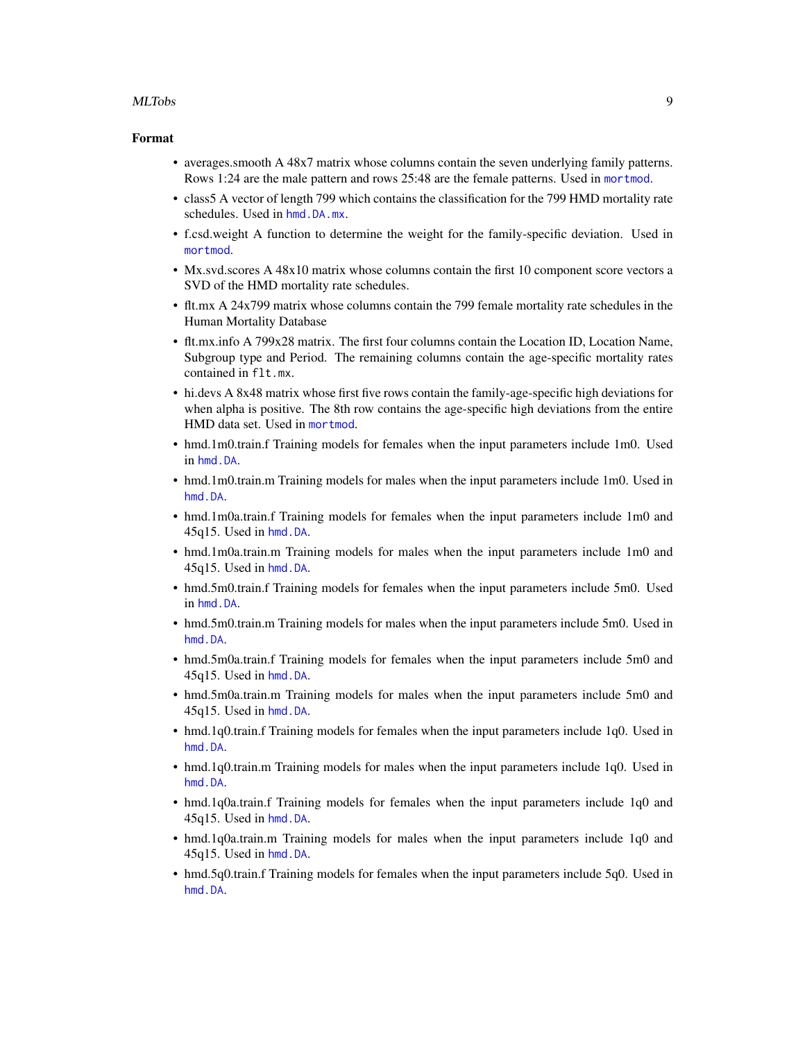### Format

- averages.smooth A 48x7 matrix whose columns contain the seven underlying family patterns. Rows 1:24 are the male pattern and rows 25:48 are the female patterns. Used in `mortmod`.
- class5 A vector of length 799 which contains the classification for the 799 HMD mortality rate schedules. Used in `hmd.DA.mx`.
- f.csd.weight A function to determine the weight for the family-specific deviation. Used in `mortmod`.
- Mx.svd.scores A 48x10 matrix whose columns contain the first 10 component score vectors a SVD of the HMD mortality rate schedules.
- flt.mx A 24x799 matrix whose columns contain the 799 female mortality rate schedules in the Human Mortality Database
- flt.mx.info A 799x28 matrix. The first four columns contain the Location ID, Location Name, Subgroup type and Period. The remaining columns contain the age-specific mortality rates contained in `flt.mx`.
- hi.devs A 8x48 matrix whose first five rows contain the family-age-specific high deviations for when alpha is positive. The 8th row contains the age-specific high deviations from the entire HMD data set. Used in `mortmod`.
- hmd.1m0.train.f Training models for females when the input parameters include 1m0. Used in `hmd.DA`.
- hmd.1m0.train.m Training models for males when the input parameters include 1m0. Used in `hmd.DA`.
- hmd.1m0a.train.f Training models for females when the input parameters include 1m0 and 45q15. Used in `hmd.DA`.
- hmd.1m0a.train.m Training models for males when the input parameters include 1m0 and 45q15. Used in `hmd.DA`.
- hmd.5m0.train.f Training models for females when the input parameters include 5m0. Used in `hmd.DA`.
- hmd.5m0.train.m Training models for males when the input parameters include 5m0. Used in `hmd.DA`.
- hmd.5m0a.train.f Training models for females when the input parameters include 5m0 and 45q15. Used in `hmd.DA`.
- hmd.5m0a.train.m Training models for males when the input parameters include 5m0 and 45q15. Used in `hmd.DA`.
- hmd.1q0.train.f Training models for females when the input parameters include 1q0. Used in `hmd.DA`.
- hmd.1q0.train.m Training models for males when the input parameters include 1q0. Used in `hmd.DA`.
- hmd.1q0a.train.f Training models for females when the input parameters include 1q0 and 45q15. Used in `hmd.DA`.
- hmd.1q0a.train.m Training models for males when the input parameters include 1q0 and 45q15. Used in `hmd.DA`.
- hmd.5q0.train.f Training models for females when the input parameters include 5q0. Used in `hmd.DA`.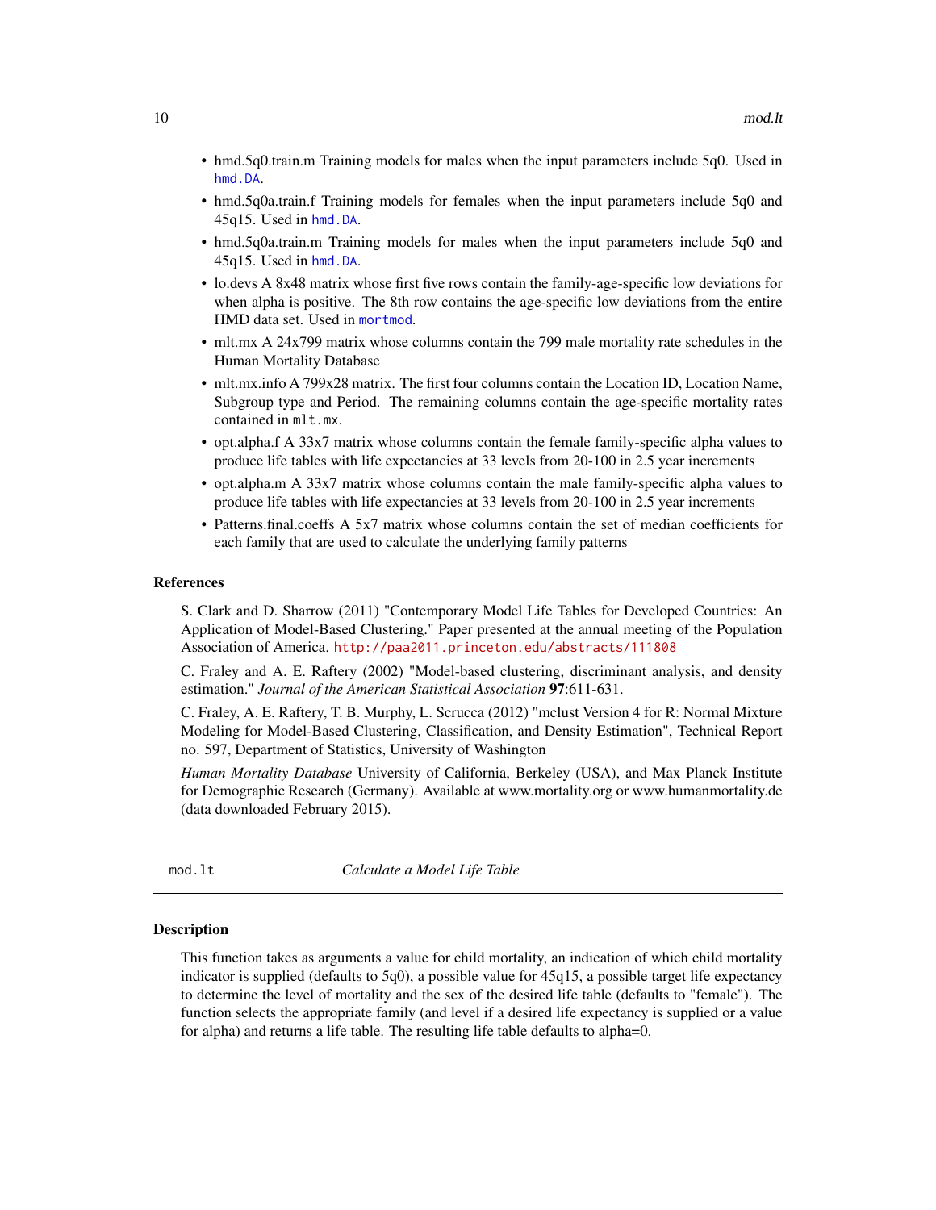- hmd.5q0.train.m Training models for males when the input parameters include 5q0. Used in `hmd.DA`.
- hmd.5q0a.train.f Training models for females when the input parameters include 5q0 and 45q15. Used in `hmd.DA`.
- hmd.5q0a.train.m Training models for males when the input parameters include 5q0 and 45q15. Used in `hmd.DA`.
- lo.devs A 8x48 matrix whose first five rows contain the family-age-specific low deviations for when alpha is positive. The 8th row contains the age-specific low deviations from the entire HMD data set. Used in `mortmod`.
- mlt.mx A 24x799 matrix whose columns contain the 799 male mortality rate schedules in the Human Mortality Database
- mlt.mx.info A 799x28 matrix. The first four columns contain the Location ID, Location Name, Subgroup type and Period. The remaining columns contain the age-specific mortality rates contained in `mlt.mx`.
- opt.alpha.f A 33x7 matrix whose columns contain the female family-specific alpha values to produce life tables with life expectancies at 33 levels from 20-100 in 2.5 year increments
- opt.alpha.m A 33x7 matrix whose columns contain the male family-specific alpha values to produce life tables with life expectancies at 33 levels from 20-100 in 2.5 year increments
- Patterns.final.coeffs A 5x7 matrix whose columns contain the set of median coefficients for each family that are used to calculate the underlying family patterns

### References

S. Clark and D. Sharrow (2011) "Contemporary Model Life Tables for Developed Countries: An Application of Model-Based Clustering." Paper presented at the annual meeting of the Population Association of America. http://paa2011.princeton.edu/abstracts/111808

C. Fraley and A. E. Raftery (2002) "Model-based clustering, discriminant analysis, and density estimation." *Journal of the American Statistical Association* **97**:611-631.

C. Fraley, A. E. Raftery, T. B. Murphy, L. Scrucca (2012) "mclust Version 4 for R: Normal Mixture Modeling for Model-Based Clustering, Classification, and Density Estimation", Technical Report no. 597, Department of Statistics, University of Washington

*Human Mortality Database* University of California, Berkeley (USA), and Max Planck Institute for Demographic Research (Germany). Available at www.mortality.org or www.humanmortality.de (data downloaded February 2015).

---

## mod.lt — *Calculate a Model Life Table*

### Description

This function takes as arguments a value for child mortality, an indication of which child mortality indicator is supplied (defaults to 5q0), a possible value for 45q15, a possible target life expectancy to determine the level of mortality and the sex of the desired life table (defaults to "female"). The function selects the appropriate family (and level if a desired life expectancy is supplied or a value for alpha) and returns a life table. The resulting life table defaults to alpha=0.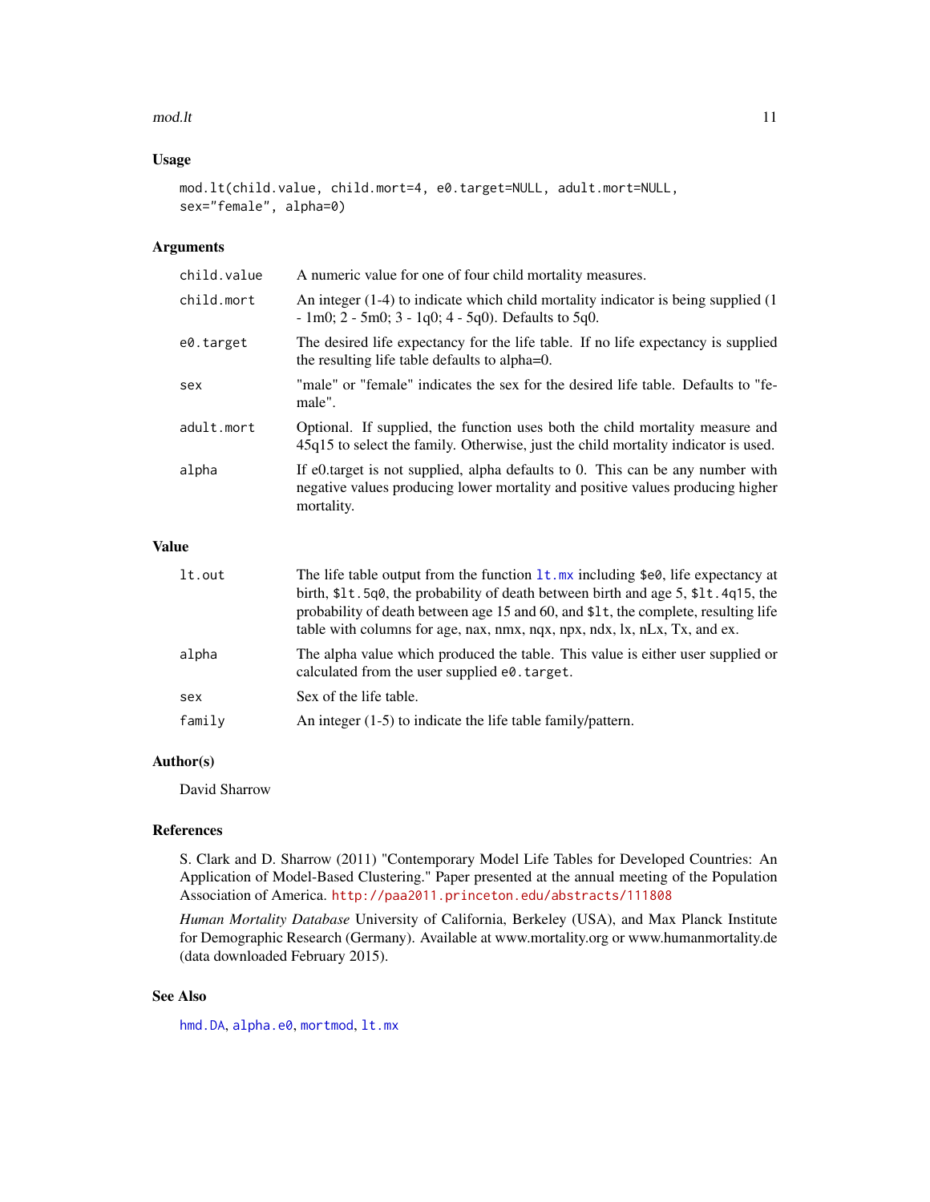### Usage

```
mod.lt(child.value, child.mort=4, e0.target=NULL, adult.mort=NULL,
sex="female", alpha=0)
```

### Arguments

| | |
|---|---|
| `child.value` | A numeric value for one of four child mortality measures. |
| `child.mort` | An integer (1-4) to indicate which child mortality indicator is being supplied (1 - 1m0; 2 - 5m0; 3 - 1q0; 4 - 5q0). Defaults to 5q0. |
| `e0.target` | The desired life expectancy for the life table. If no life expectancy is supplied the resulting life table defaults to alpha=0. |
| `sex` | "male" or "female" indicates the sex for the desired life table. Defaults to "female". |
| `adult.mort` | Optional. If supplied, the function uses both the child mortality measure and 45q15 to select the family. Otherwise, just the child mortality indicator is used. |
| `alpha` | If e0.target is not supplied, alpha defaults to 0. This can be any number with negative values producing lower mortality and positive values producing higher mortality. |

### Value

| | |
|---|---|
| `lt.out` | The life table output from the function `lt.mx` including `$e0`, life expectancy at birth, `$lt.5q0`, the probability of death between birth and age 5, `$lt.4q15`, the probability of death between age 15 and 60, and `$lt`, the complete, resulting life table with columns for age, nax, nmx, nqx, npx, ndx, lx, nLx, Tx, and ex. |
| `alpha` | The alpha value which produced the table. This value is either user supplied or calculated from the user supplied `e0.target`. |
| `sex` | Sex of the life table. |
| `family` | An integer (1-5) to indicate the life table family/pattern. |

### Author(s)

David Sharrow

### References

S. Clark and D. Sharrow (2011) "Contemporary Model Life Tables for Developed Countries: An Application of Model-Based Clustering." Paper presented at the annual meeting of the Population Association of America. http://paa2011.princeton.edu/abstracts/111808

*Human Mortality Database* University of California, Berkeley (USA), and Max Planck Institute for Demographic Research (Germany). Available at www.mortality.org or www.humanmortality.de (data downloaded February 2015).

### See Also

`hmd.DA`, `alpha.e0`, `mortmod`, `lt.mx`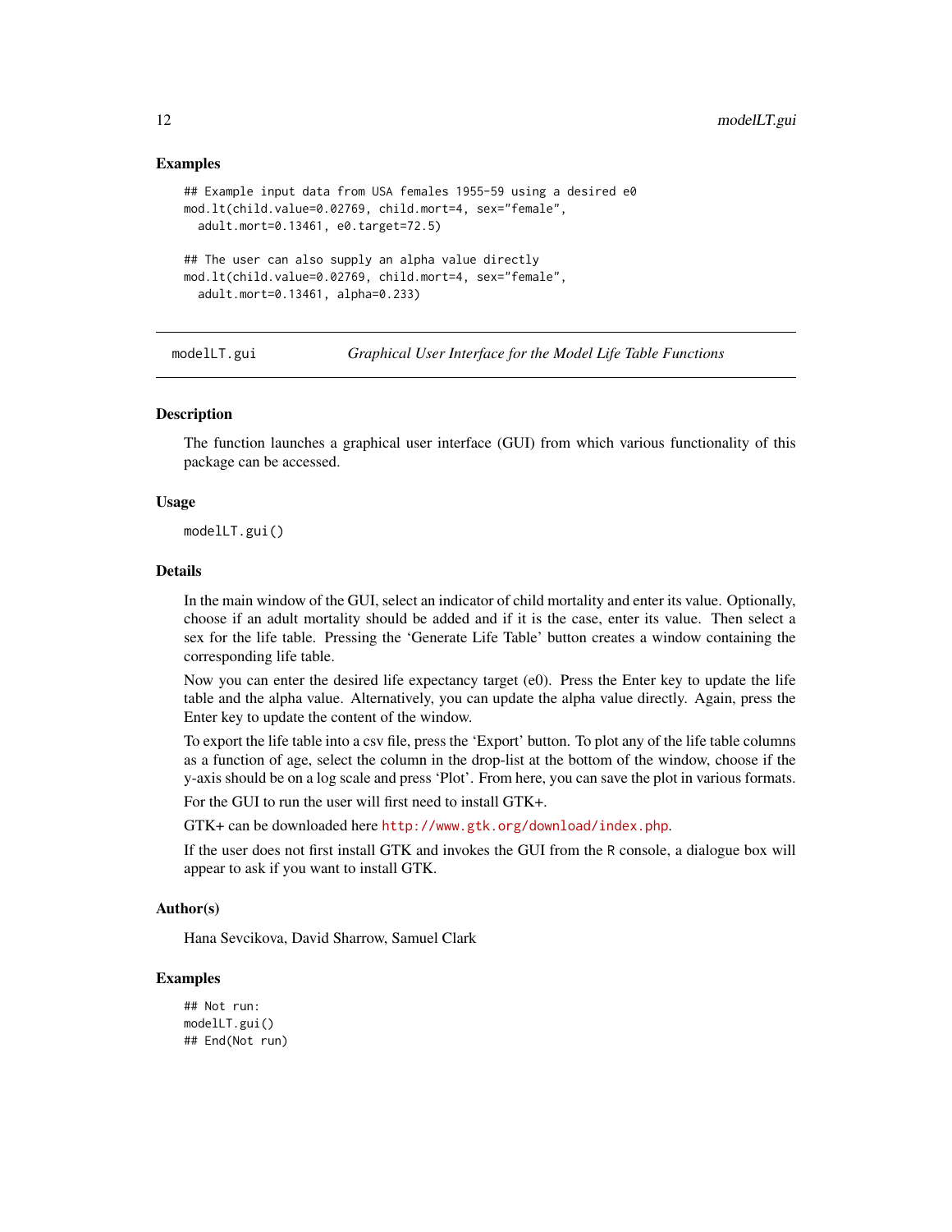### Examples

```
## Example input data from USA females 1955-59 using a desired e0
mod.lt(child.value=0.02769, child.mort=4, sex="female",
  adult.mort=0.13461, e0.target=72.5)

## The user can also supply an alpha value directly
mod.lt(child.value=0.02769, child.mort=4, sex="female",
  adult.mort=0.13461, alpha=0.233)
```

---

## modelLT.gui — *Graphical User Interface for the Model Life Table Functions*

---

### Description

The function launches a graphical user interface (GUI) from which various functionality of this package can be accessed.

### Usage

```
modelLT.gui()
```

### Details

In the main window of the GUI, select an indicator of child mortality and enter its value. Optionally, choose if an adult mortality should be added and if it is the case, enter its value. Then select a sex for the life table. Pressing the 'Generate Life Table' button creates a window containing the corresponding life table.

Now you can enter the desired life expectancy target (e0). Press the Enter key to update the life table and the alpha value. Alternatively, you can update the alpha value directly. Again, press the Enter key to update the content of the window.

To export the life table into a csv file, press the 'Export' button. To plot any of the life table columns as a function of age, select the column in the drop-list at the bottom of the window, choose if the y-axis should be on a log scale and press 'Plot'. From here, you can save the plot in various formats.

For the GUI to run the user will first need to install GTK+.

GTK+ can be downloaded here http://www.gtk.org/download/index.php.

If the user does not first install GTK and invokes the GUI from the R console, a dialogue box will appear to ask if you want to install GTK.

### Author(s)

Hana Sevcikova, David Sharrow, Samuel Clark

### Examples

```
## Not run:
modelLT.gui()
## End(Not run)
```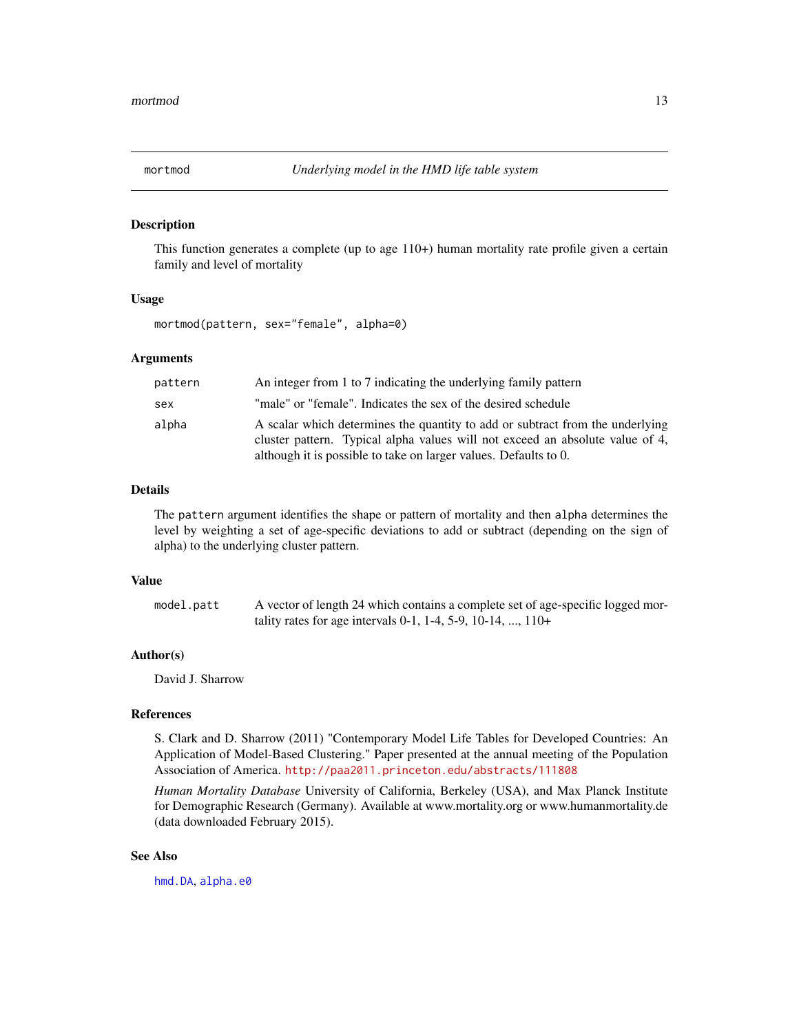# mortmod — *Underlying model in the HMD life table system*

## Description

This function generates a complete (up to age 110+) human mortality rate profile given a certain family and level of mortality

## Usage

```
mortmod(pattern, sex="female", alpha=0)
```

## Arguments

| | |
|---|---|
| `pattern` | An integer from 1 to 7 indicating the underlying family pattern |
| `sex` | "male" or "female". Indicates the sex of the desired schedule |
| `alpha` | A scalar which determines the quantity to add or subtract from the underlying cluster pattern. Typical alpha values will not exceed an absolute value of 4, although it is possible to take on larger values. Defaults to 0. |

## Details

The `pattern` argument identifies the shape or pattern of mortality and then `alpha` determines the level by weighting a set of age-specific deviations to add or subtract (depending on the sign of alpha) to the underlying cluster pattern.

## Value

| | |
|---|---|
| `model.patt` | A vector of length 24 which contains a complete set of age-specific logged mortality rates for age intervals 0-1, 1-4, 5-9, 10-14, ..., 110+ |

## Author(s)

David J. Sharrow

## References

S. Clark and D. Sharrow (2011) "Contemporary Model Life Tables for Developed Countries: An Application of Model-Based Clustering." Paper presented at the annual meeting of the Population Association of America. http://paa2011.princeton.edu/abstracts/111808

*Human Mortality Database* University of California, Berkeley (USA), and Max Planck Institute for Demographic Research (Germany). Available at www.mortality.org or www.humanmortality.de (data downloaded February 2015).

## See Also

`hmd.DA`, `alpha.e0`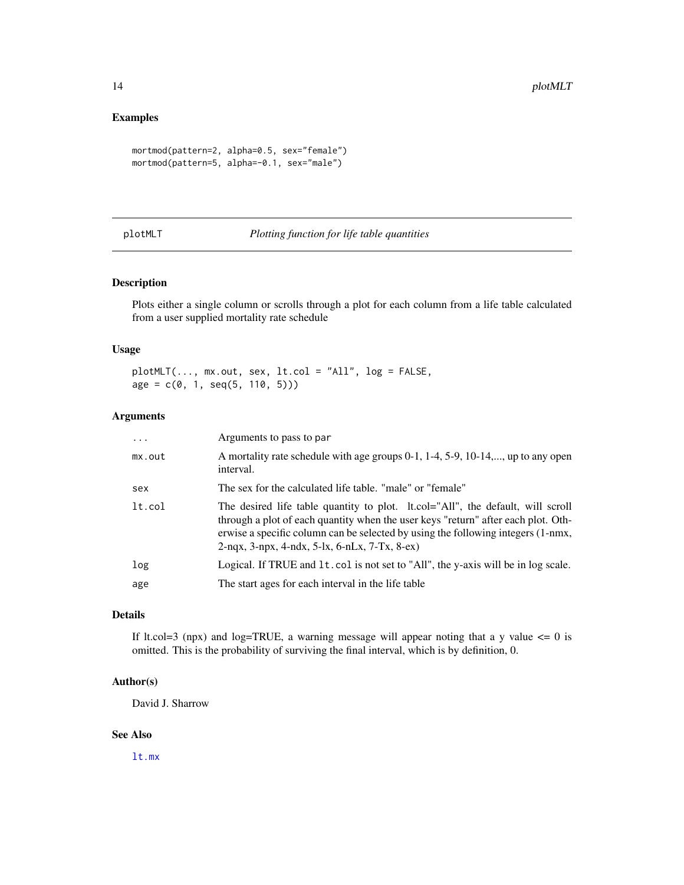## Examples

```
mortmod(pattern=2, alpha=0.5, sex="female")
mortmod(pattern=5, alpha=-0.1, sex="male")
```

---

plotMLT *Plotting function for life table quantities*

---

## Description

Plots either a single column or scrolls through a plot for each column from a life table calculated from a user supplied mortality rate schedule

## Usage

```
plotMLT(..., mx.out, sex, lt.col = "All", log = FALSE,
age = c(0, 1, seq(5, 110, 5)))
```

## Arguments

| | |
|---|---|
| `...` | Arguments to pass to `par` |
| `mx.out` | A mortality rate schedule with age groups 0-1, 1-4, 5-9, 10-14,..., up to any open interval. |
| `sex` | The sex for the calculated life table. "male" or "female" |
| `lt.col` | The desired life table quantity to plot. lt.col="All", the default, will scroll through a plot of each quantity when the user keys "return" after each plot. Otherwise a specific column can be selected by using the following integers (1-nmx, 2-nqx, 3-npx, 4-ndx, 5-lx, 6-nLx, 7-Tx, 8-ex) |
| `log` | Logical. If TRUE and `lt.col` is not set to "All", the y-axis will be in log scale. |
| `age` | The start ages for each interval in the life table |

## Details

If lt.col=3 (npx) and log=TRUE, a warning message will appear noting that a y value <= 0 is omitted. This is the probability of surviving the final interval, which is by definition, 0.

## Author(s)

David J. Sharrow

## See Also

`lt.mx`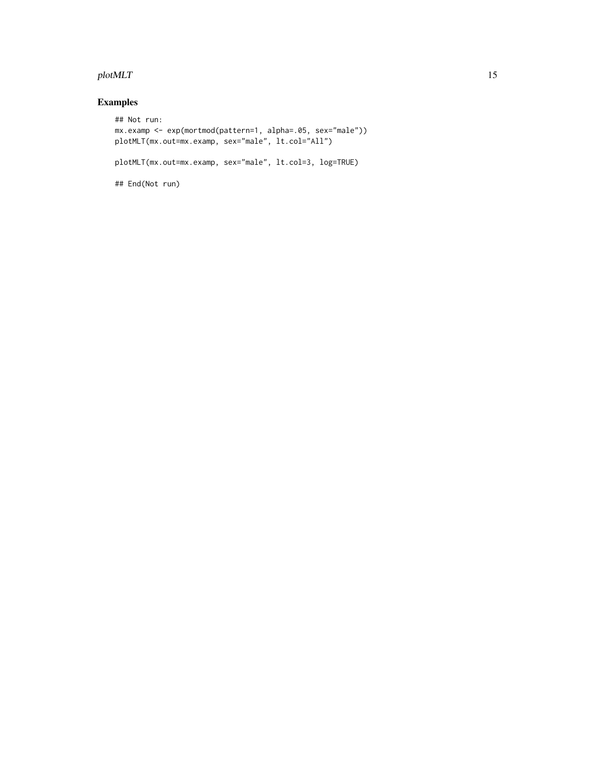## Examples

```
## Not run:
mx.examp <- exp(mortmod(pattern=1, alpha=.05, sex="male"))
plotMLT(mx.out=mx.examp, sex="male", lt.col="All")

plotMLT(mx.out=mx.examp, sex="male", lt.col=3, log=TRUE)

## End(Not run)
```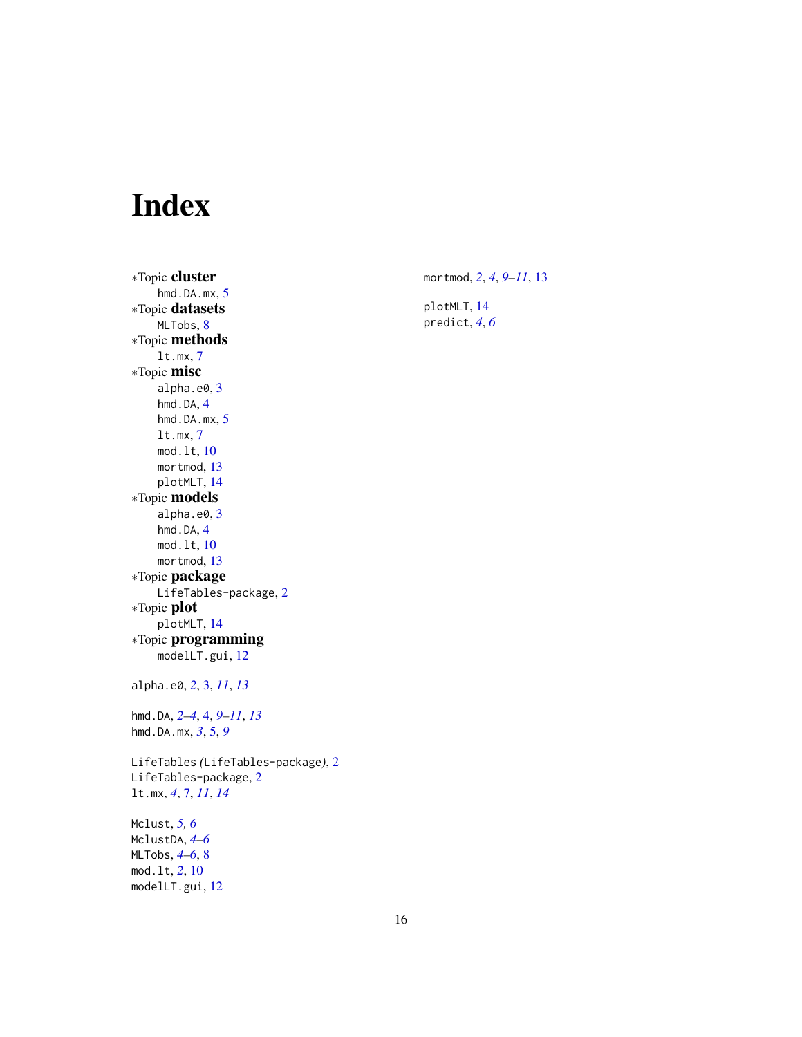# Index

∗Topic **cluster**
  hmd.DA.mx, 5

∗Topic **datasets**
  MLTobs, 8

∗Topic **methods**
  lt.mx, 7

∗Topic **misc**
  alpha.e0, 3
  hmd.DA, 4
  hmd.DA.mx, 5
  lt.mx, 7
  mod.lt, 10
  mortmod, 13
  plotMLT, 14

∗Topic **models**
  alpha.e0, 3
  hmd.DA, 4
  mod.lt, 10
  mortmod, 13

∗Topic **package**
  LifeTables-package, 2

∗Topic **plot**
  plotMLT, 14

∗Topic **programming**
  modelLT.gui, 12

alpha.e0, *2*, 3, *11*, *13*

hmd.DA, *2–4*, 4, *9–11*, *13*
hmd.DA.mx, *3*, 5, *9*

LifeTables *(*LifeTables-package*)*, 2
LifeTables-package, 2
lt.mx, *4*, 7, *11*, *14*

Mclust, *5, 6*
MclustDA, *4–6*
MLTobs, *4–6*, 8
mod.lt, *2*, 10
modelLT.gui, 12
mortmod, *2*, *4*, *9–11*, 13

plotMLT, 14
predict, *4*, *6*